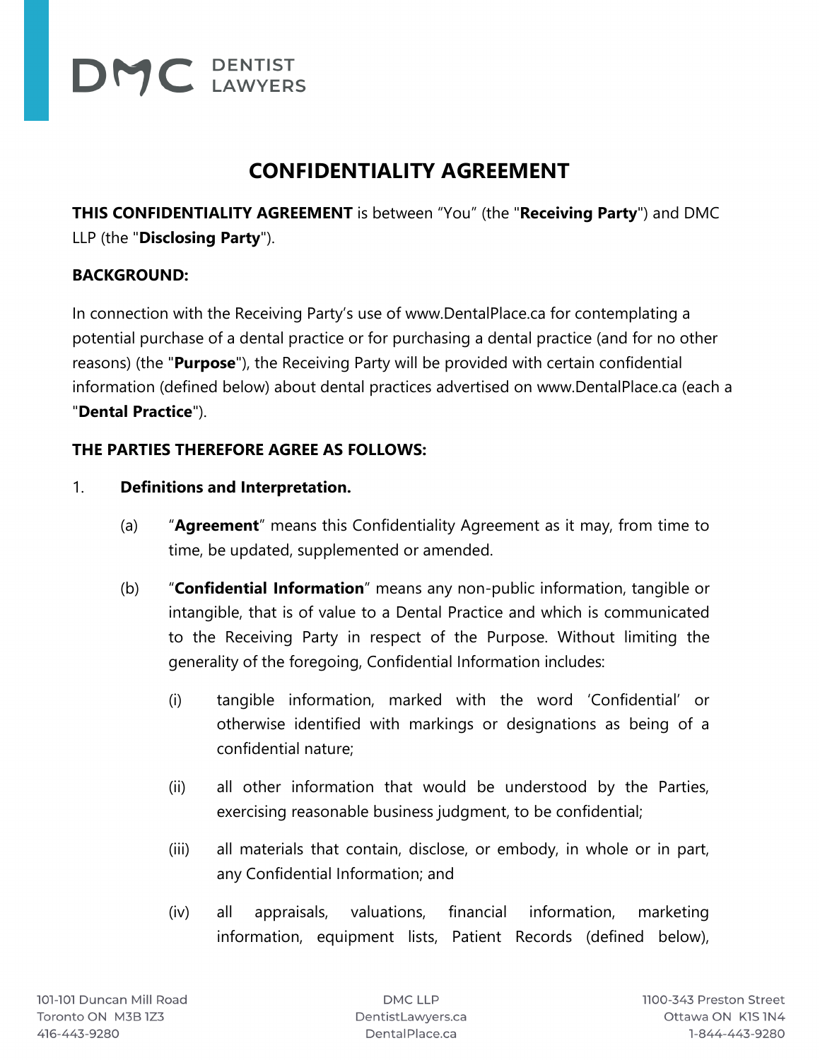# CONFIDENTIALITY AGREEMENT

**THIS CONFIDENTIALITY AGREEMENT** is between "You" (the "**Receiving Party**") and DMC LLP (the "**Disclosing Party**").

**BACKGROUND:**

In connection with the Receiving Party's use of www.DentalPlace.ca for contemplating a potential purchase of a dental practice or for purchasing a dental practice (and for no other reasons) (the "**Purpose**"), the Receiving Party will be provided with certain confidential information (defined below) about dental practices advertised on www.DentalPlace.ca (each a "**Dental Practice**").

**THE PARTIES THEREFORE AGREE AS FOLLOWS:**

1. **Definitions and Interpretation.**

   (a) "**Agreement**" means this Confidentiality Agreement as it may, from time to time, be updated, supplemented or amended.

   (b) "**Confidential Information**" means any non-public information, tangible or intangible, that is of value to a Dental Practice and which is communicated to the Receiving Party in respect of the Purpose. Without limiting the generality of the foregoing, Confidential Information includes:

      (i) tangible information, marked with the word 'Confidential' or otherwise identified with markings or designations as being of a confidential nature;

      (ii) all other information that would be understood by the Parties, exercising reasonable business judgment, to be confidential;

      (iii) all materials that contain, disclose, or embody, in whole or in part, any Confidential Information; and

      (iv) all appraisals, valuations, financial information, marketing information, equipment lists, Patient Records (defined below),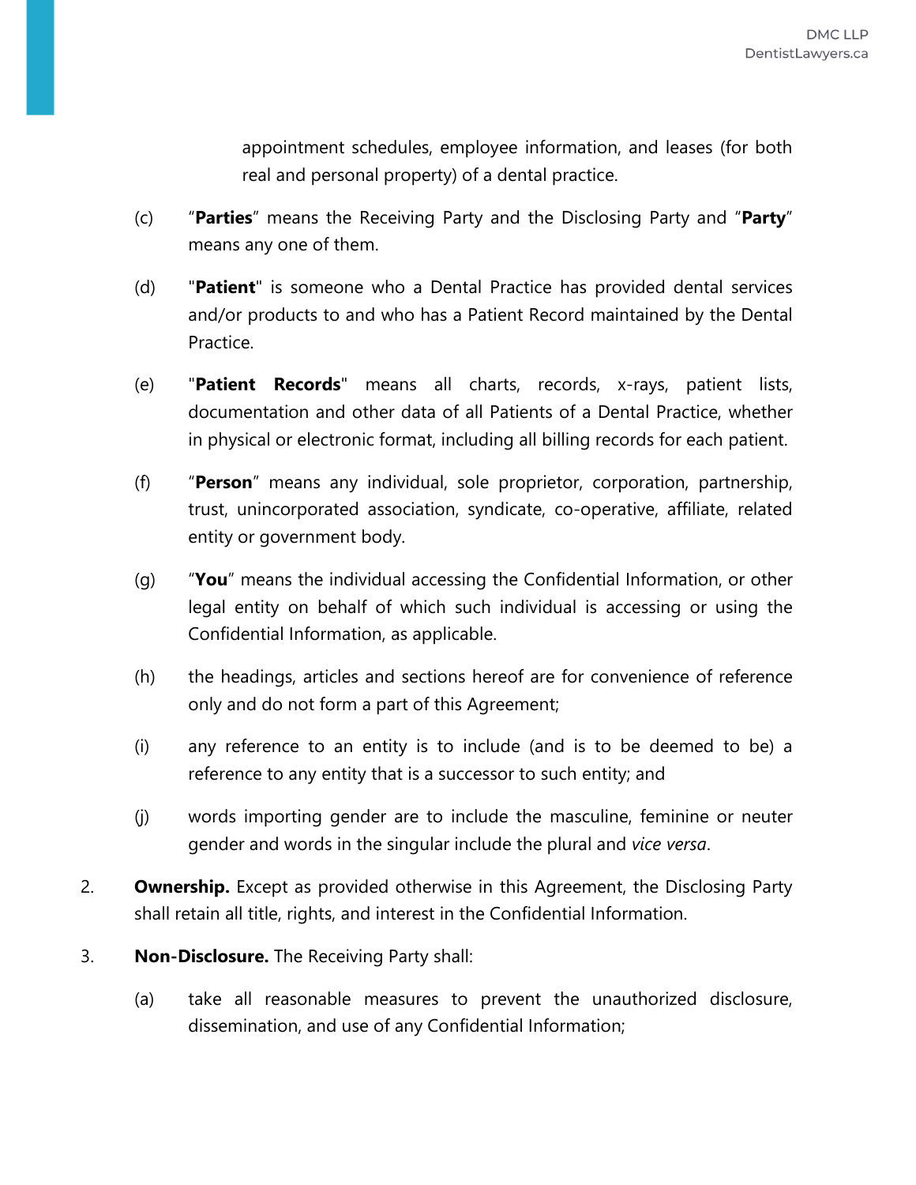appointment schedules, employee information, and leases (for both real and personal property) of a dental practice.

(c) "**Parties**" means the Receiving Party and the Disclosing Party and "**Party**" means any one of them.

(d) "**Patient**" is someone who a Dental Practice has provided dental services and/or products to and who has a Patient Record maintained by the Dental Practice.

(e) "**Patient Records**" means all charts, records, x-rays, patient lists, documentation and other data of all Patients of a Dental Practice, whether in physical or electronic format, including all billing records for each patient.

(f) "**Person**" means any individual, sole proprietor, corporation, partnership, trust, unincorporated association, syndicate, co-operative, affiliate, related entity or government body.

(g) "**You**" means the individual accessing the Confidential Information, or other legal entity on behalf of which such individual is accessing or using the Confidential Information, as applicable.

(h) the headings, articles and sections hereof are for convenience of reference only and do not form a part of this Agreement;

(i) any reference to an entity is to include (and is to be deemed to be) a reference to any entity that is a successor to such entity; and

(j) words importing gender are to include the masculine, feminine or neuter gender and words in the singular include the plural and *vice versa*.

2. **Ownership.** Except as provided otherwise in this Agreement, the Disclosing Party shall retain all title, rights, and interest in the Confidential Information.

3. **Non-Disclosure.** The Receiving Party shall:

(a) take all reasonable measures to prevent the unauthorized disclosure, dissemination, and use of any Confidential Information;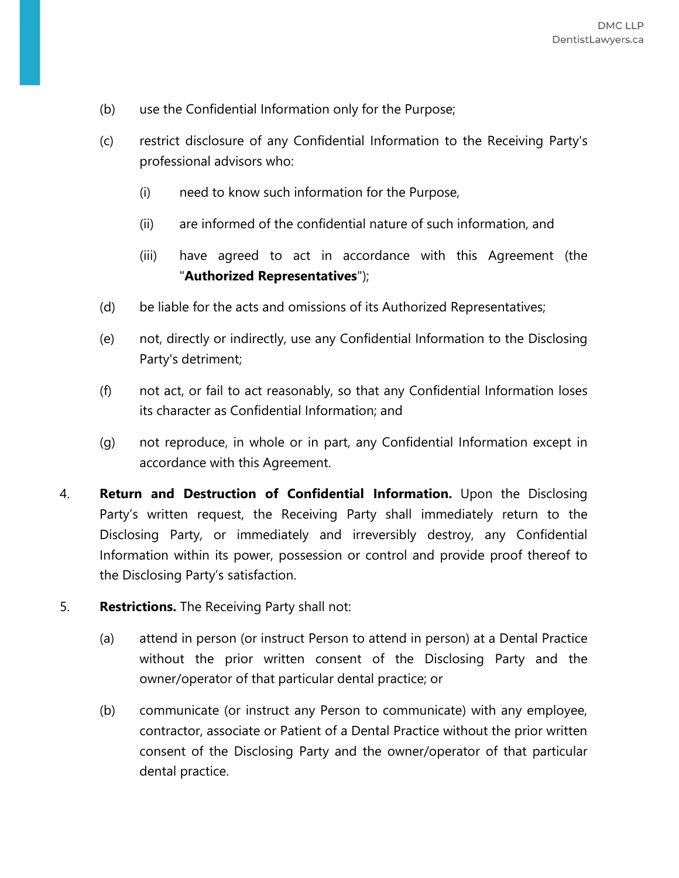(b) use the Confidential Information only for the Purpose;

(c) restrict disclosure of any Confidential Information to the Receiving Party's professional advisors who:

  (i) need to know such information for the Purpose,

  (ii) are informed of the confidential nature of such information, and

  (iii) have agreed to act in accordance with this Agreement (the "**Authorized Representatives**");

(d) be liable for the acts and omissions of its Authorized Representatives;

(e) not, directly or indirectly, use any Confidential Information to the Disclosing Party's detriment;

(f) not act, or fail to act reasonably, so that any Confidential Information loses its character as Confidential Information; and

(g) not reproduce, in whole or in part, any Confidential Information except in accordance with this Agreement.

4. **Return and Destruction of Confidential Information.** Upon the Disclosing Party's written request, the Receiving Party shall immediately return to the Disclosing Party, or immediately and irreversibly destroy, any Confidential Information within its power, possession or control and provide proof thereof to the Disclosing Party's satisfaction.

5. **Restrictions.** The Receiving Party shall not:

(a) attend in person (or instruct Person to attend in person) at a Dental Practice without the prior written consent of the Disclosing Party and the owner/operator of that particular dental practice; or

(b) communicate (or instruct any Person to communicate) with any employee, contractor, associate or Patient of a Dental Practice without the prior written consent of the Disclosing Party and the owner/operator of that particular dental practice.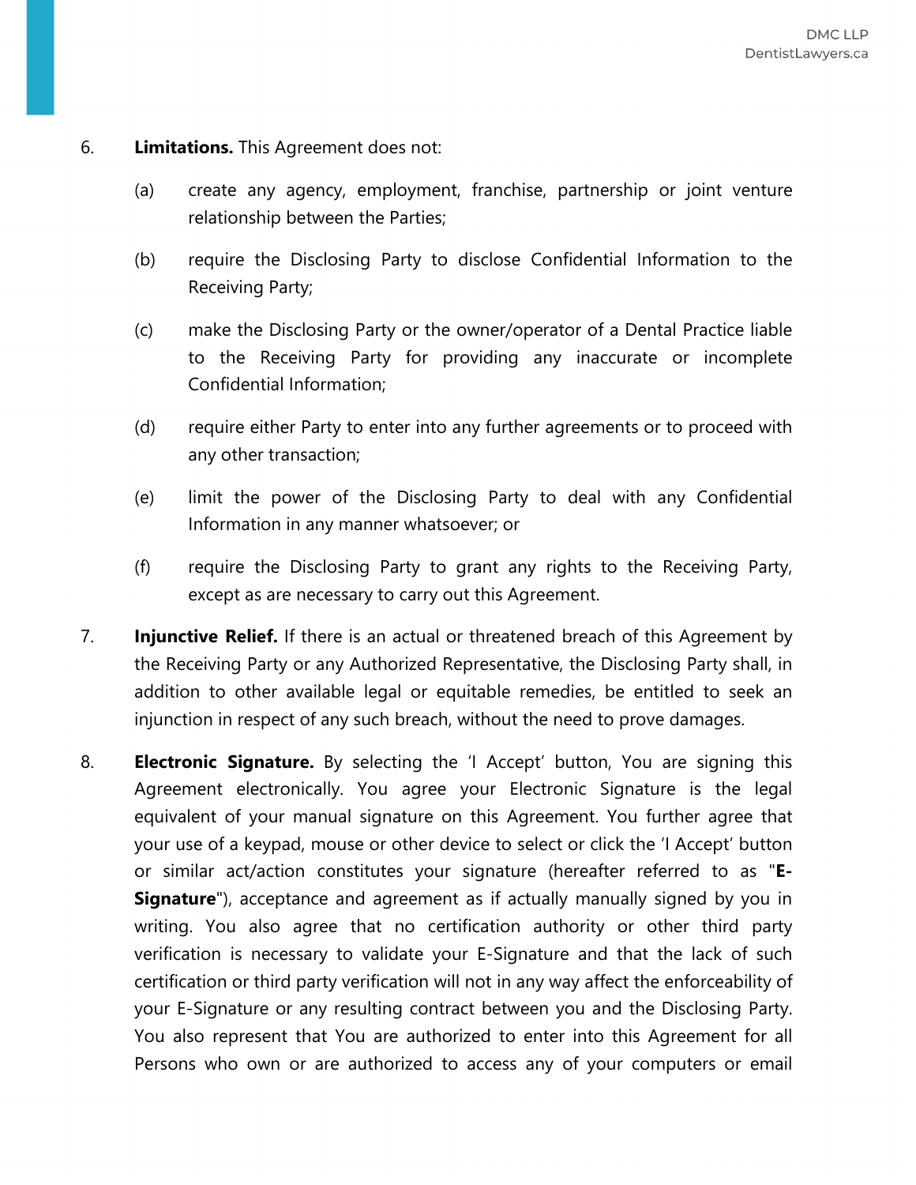6. **Limitations.** This Agreement does not:

   (a) create any agency, employment, franchise, partnership or joint venture relationship between the Parties;

   (b) require the Disclosing Party to disclose Confidential Information to the Receiving Party;

   (c) make the Disclosing Party or the owner/operator of a Dental Practice liable to the Receiving Party for providing any inaccurate or incomplete Confidential Information;

   (d) require either Party to enter into any further agreements or to proceed with any other transaction;

   (e) limit the power of the Disclosing Party to deal with any Confidential Information in any manner whatsoever; or

   (f) require the Disclosing Party to grant any rights to the Receiving Party, except as are necessary to carry out this Agreement.

7. **Injunctive Relief.** If there is an actual or threatened breach of this Agreement by the Receiving Party or any Authorized Representative, the Disclosing Party shall, in addition to other available legal or equitable remedies, be entitled to seek an injunction in respect of any such breach, without the need to prove damages.

8. **Electronic Signature.** By selecting the 'I Accept' button, You are signing this Agreement electronically. You agree your Electronic Signature is the legal equivalent of your manual signature on this Agreement. You further agree that your use of a keypad, mouse or other device to select or click the 'I Accept' button or similar act/action constitutes your signature (hereafter referred to as "**E-Signature**"), acceptance and agreement as if actually manually signed by you in writing. You also agree that no certification authority or other third party verification is necessary to validate your E-Signature and that the lack of such certification or third party verification will not in any way affect the enforceability of your E-Signature or any resulting contract between you and the Disclosing Party. You also represent that You are authorized to enter into this Agreement for all Persons who own or are authorized to access any of your computers or email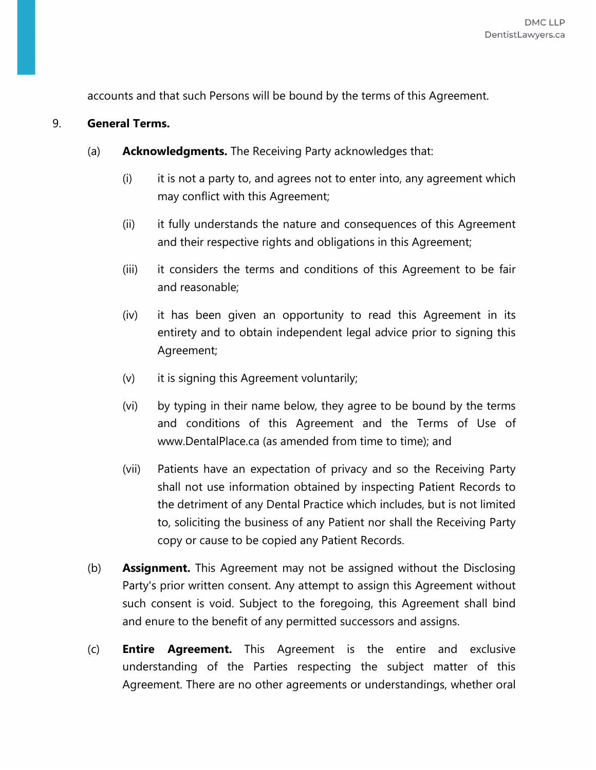accounts and that such Persons will be bound by the terms of this Agreement.

9. **General Terms.**

   (a) **Acknowledgments.** The Receiving Party acknowledges that:

      (i) it is not a party to, and agrees not to enter into, any agreement which may conflict with this Agreement;

      (ii) it fully understands the nature and consequences of this Agreement and their respective rights and obligations in this Agreement;

      (iii) it considers the terms and conditions of this Agreement to be fair and reasonable;

      (iv) it has been given an opportunity to read this Agreement in its entirety and to obtain independent legal advice prior to signing this Agreement;

      (v) it is signing this Agreement voluntarily;

      (vi) by typing in their name below, they agree to be bound by the terms and conditions of this Agreement and the Terms of Use of www.DentalPlace.ca (as amended from time to time); and

      (vii) Patients have an expectation of privacy and so the Receiving Party shall not use information obtained by inspecting Patient Records to the detriment of any Dental Practice which includes, but is not limited to, soliciting the business of any Patient nor shall the Receiving Party copy or cause to be copied any Patient Records.

   (b) **Assignment.** This Agreement may not be assigned without the Disclosing Party's prior written consent. Any attempt to assign this Agreement without such consent is void. Subject to the foregoing, this Agreement shall bind and enure to the benefit of any permitted successors and assigns.

   (c) **Entire Agreement.** This Agreement is the entire and exclusive understanding of the Parties respecting the subject matter of this Agreement. There are no other agreements or understandings, whether oral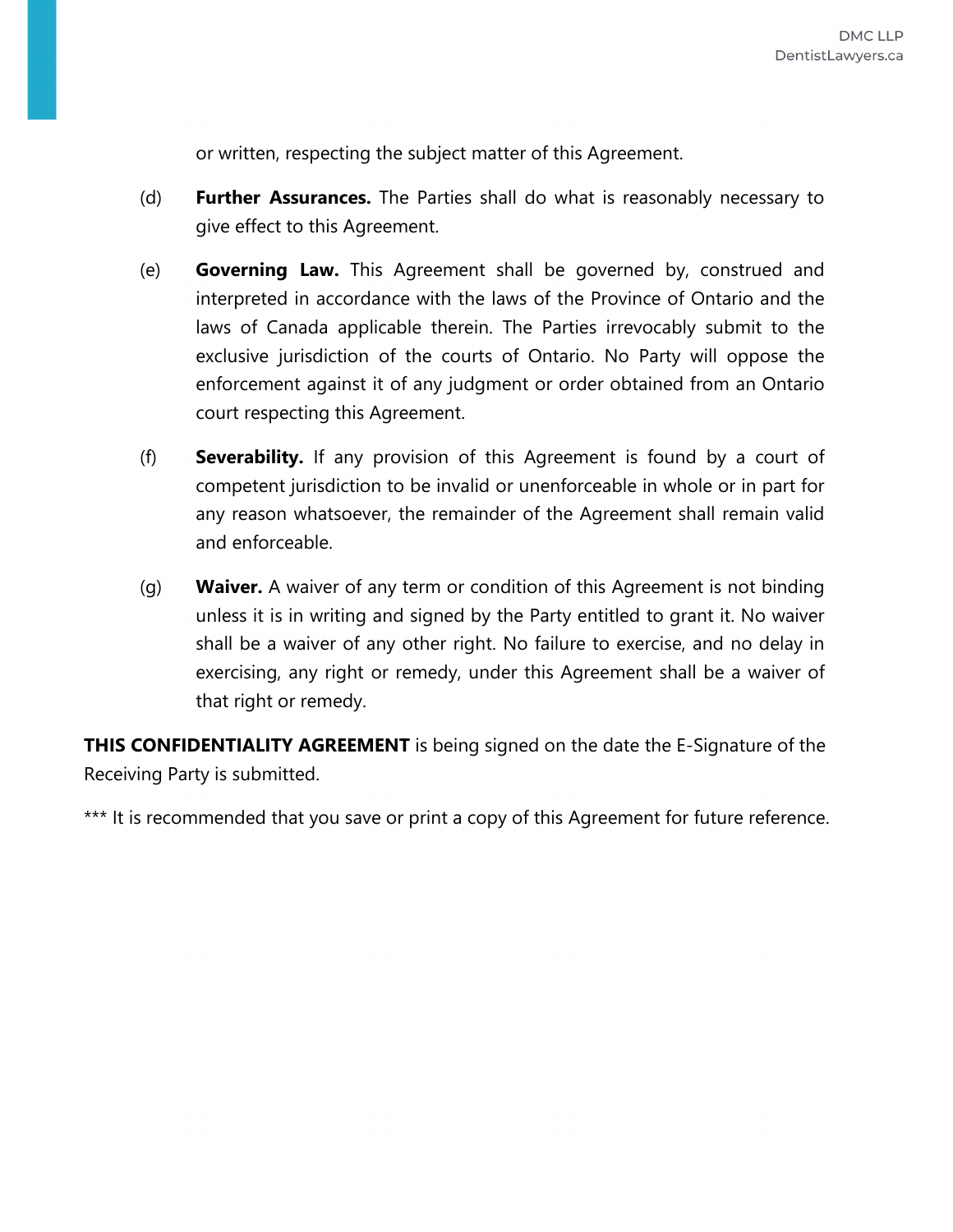or written, respecting the subject matter of this Agreement.

(d) **Further Assurances.** The Parties shall do what is reasonably necessary to give effect to this Agreement.

(e) **Governing Law.** This Agreement shall be governed by, construed and interpreted in accordance with the laws of the Province of Ontario and the laws of Canada applicable therein. The Parties irrevocably submit to the exclusive jurisdiction of the courts of Ontario. No Party will oppose the enforcement against it of any judgment or order obtained from an Ontario court respecting this Agreement.

(f) **Severability.** If any provision of this Agreement is found by a court of competent jurisdiction to be invalid or unenforceable in whole or in part for any reason whatsoever, the remainder of the Agreement shall remain valid and enforceable.

(g) **Waiver.** A waiver of any term or condition of this Agreement is not binding unless it is in writing and signed by the Party entitled to grant it. No waiver shall be a waiver of any other right. No failure to exercise, and no delay in exercising, any right or remedy, under this Agreement shall be a waiver of that right or remedy.

**THIS CONFIDENTIALITY AGREEMENT** is being signed on the date the E-Signature of the Receiving Party is submitted.

*** It is recommended that you save or print a copy of this Agreement for future reference.